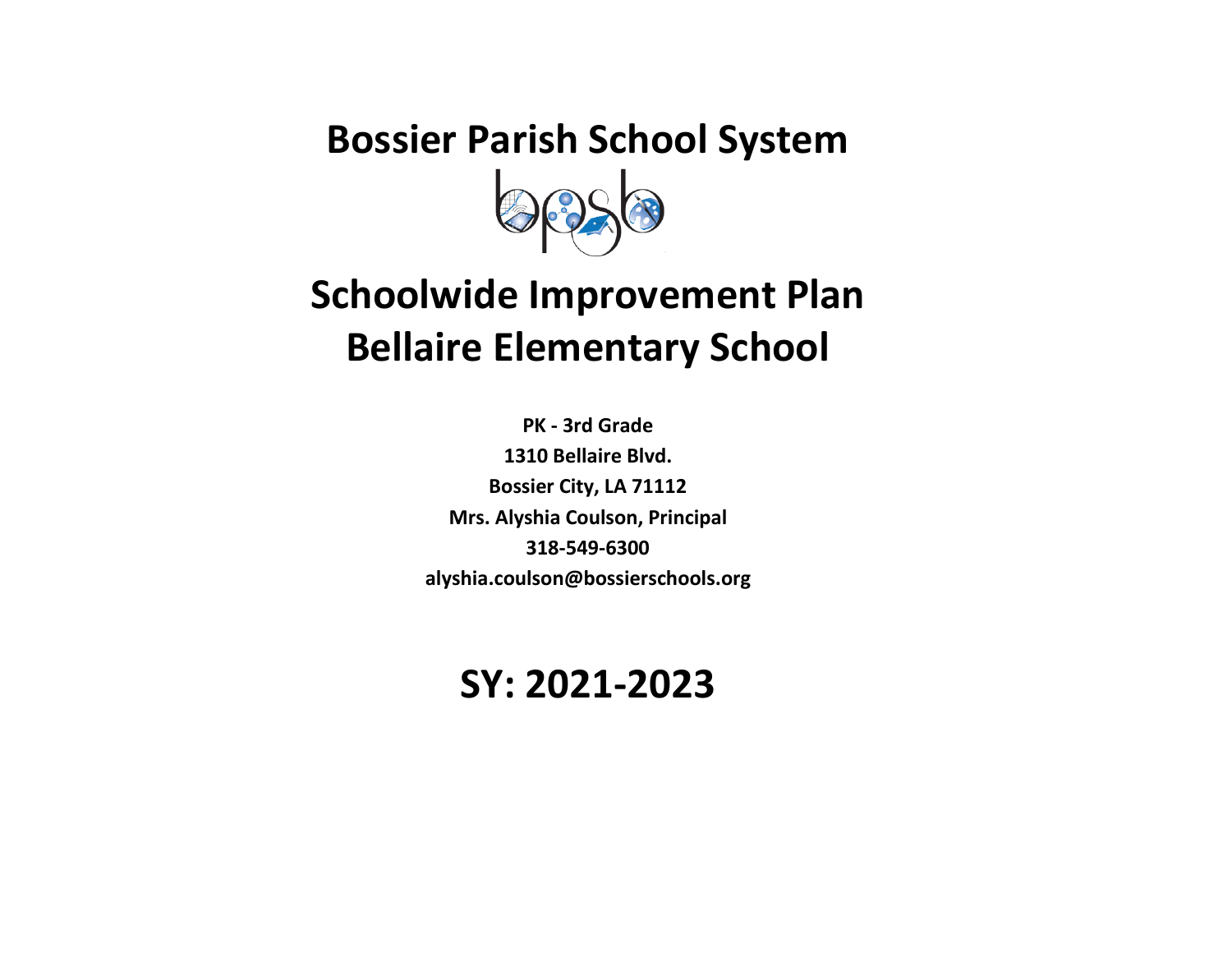# Bossier Parish School System

# Schoolwide Improvement Plan
# Bellaire Elementary School

**PK - 3rd Grade**

**1310 Bellaire Blvd.**

**Bossier City, LA 71112**

**Mrs. Alyshia Coulson, Principal**

**318-549-6300**

**alyshia.coulson@bossierschools.org**

## SY: 2021-2023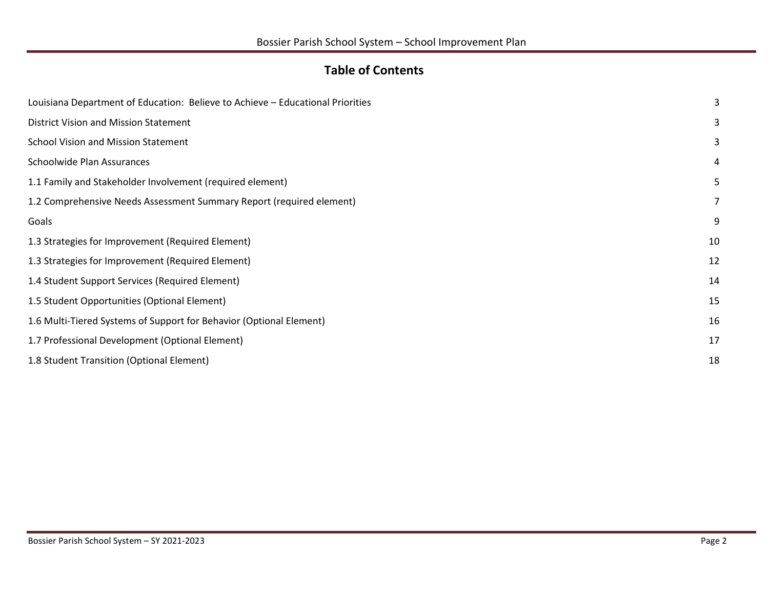## Table of Contents

| | |
|---|---|
| Louisiana Department of Education: Believe to Achieve – Educational Priorities | 3 |
| District Vision and Mission Statement | 3 |
| School Vision and Mission Statement | 3 |
| Schoolwide Plan Assurances | 4 |
| 1.1 Family and Stakeholder Involvement (required element) | 5 |
| 1.2 Comprehensive Needs Assessment Summary Report (required element) | 7 |
| Goals | 9 |
| 1.3 Strategies for Improvement (Required Element) | 10 |
| 1.3 Strategies for Improvement (Required Element) | 12 |
| 1.4 Student Support Services (Required Element) | 14 |
| 1.5 Student Opportunities (Optional Element) | 15 |
| 1.6 Multi-Tiered Systems of Support for Behavior (Optional Element) | 16 |
| 1.7 Professional Development (Optional Element) | 17 |
| 1.8 Student Transition (Optional Element) | 18 |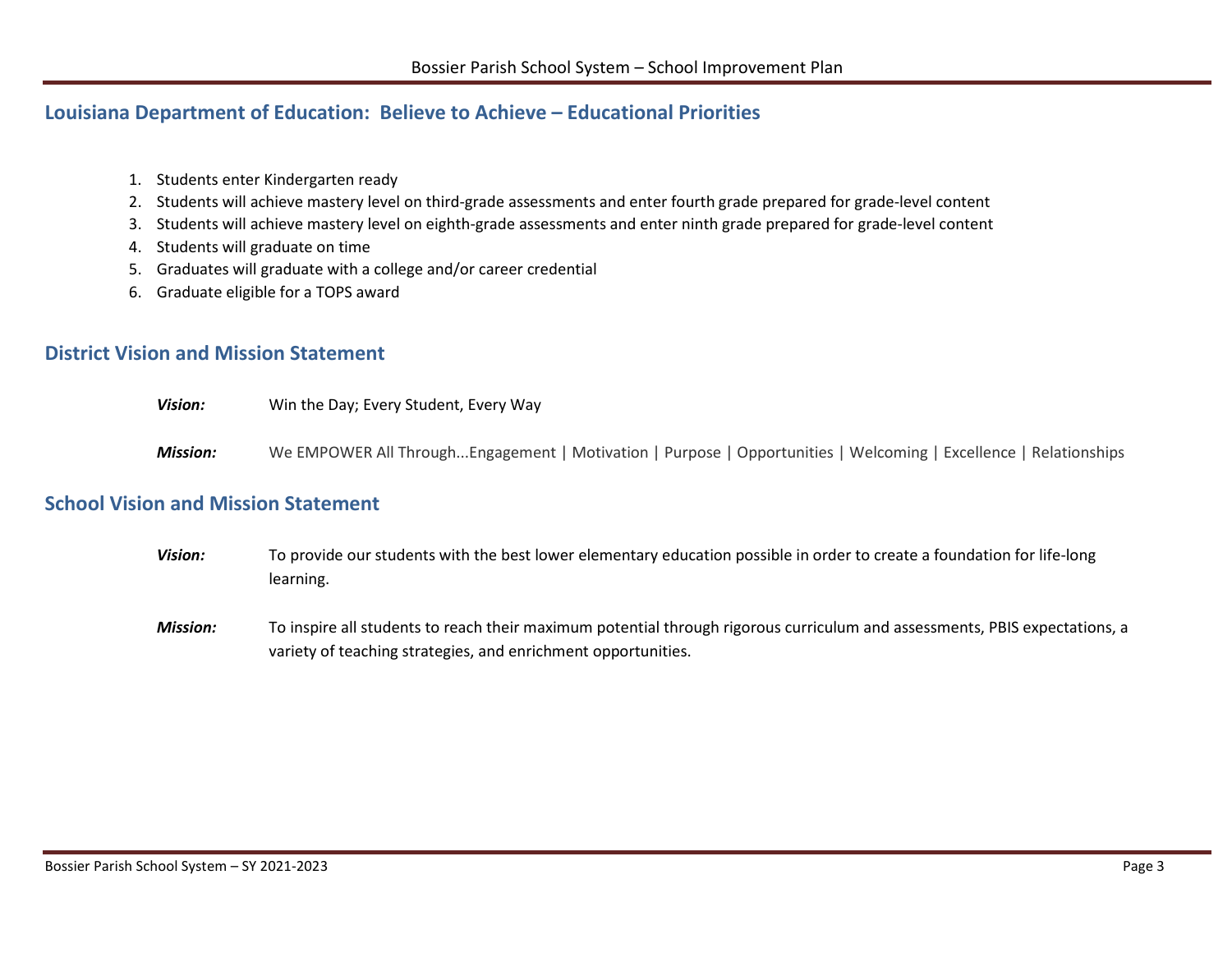## Louisiana Department of Education: Believe to Achieve – Educational Priorities

1. Students enter Kindergarten ready
2. Students will achieve mastery level on third-grade assessments and enter fourth grade prepared for grade-level content
3. Students will achieve mastery level on eighth-grade assessments and enter ninth grade prepared for grade-level content
4. Students will graduate on time
5. Graduates will graduate with a college and/or career credential
6. Graduate eligible for a TOPS award

## District Vision and Mission Statement

***Vision:*** Win the Day; Every Student, Every Way

***Mission:*** We EMPOWER All Through...Engagement | Motivation | Purpose | Opportunities | Welcoming | Excellence | Relationships

## School Vision and Mission Statement

***Vision:*** To provide our students with the best lower elementary education possible in order to create a foundation for life-long learning.

***Mission:*** To inspire all students to reach their maximum potential through rigorous curriculum and assessments, PBIS expectations, a variety of teaching strategies, and enrichment opportunities.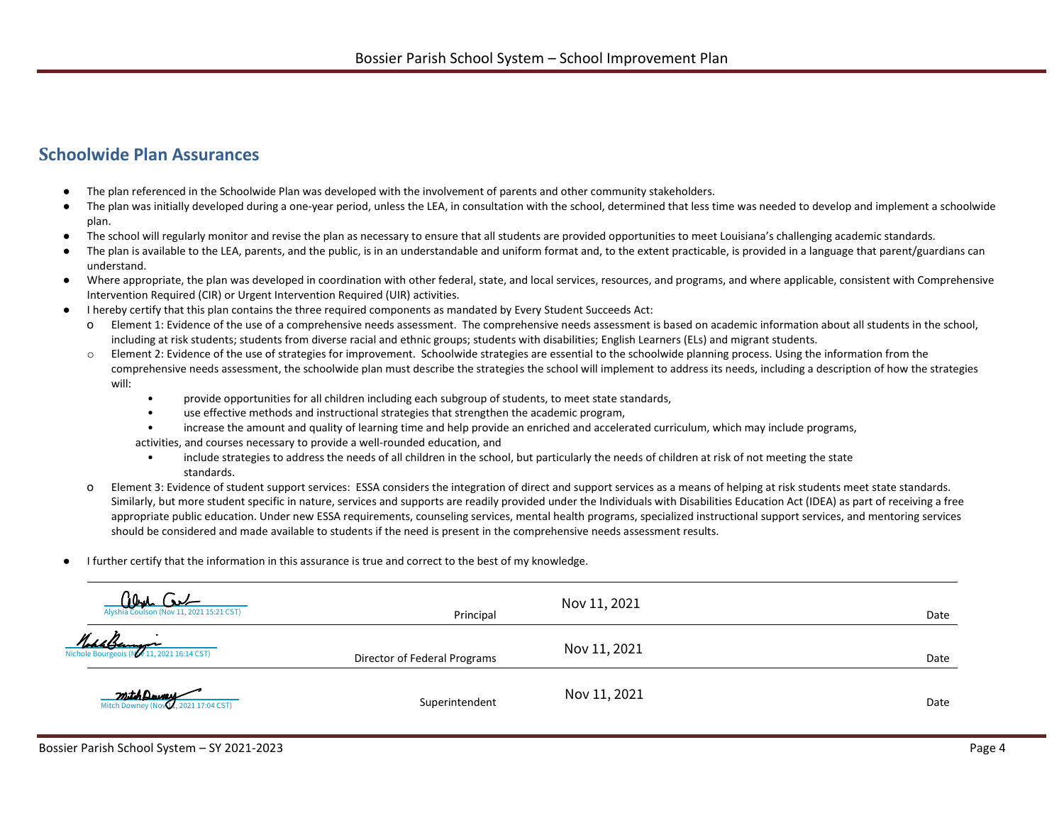## Schoolwide Plan Assurances

- The plan referenced in the Schoolwide Plan was developed with the involvement of parents and other community stakeholders.
- The plan was initially developed during a one-year period, unless the LEA, in consultation with the school, determined that less time was needed to develop and implement a schoolwide plan.
- The school will regularly monitor and revise the plan as necessary to ensure that all students are provided opportunities to meet Louisiana's challenging academic standards.
- The plan is available to the LEA, parents, and the public, is in an understandable and uniform format and, to the extent practicable, is provided in a language that parent/guardians can understand.
- Where appropriate, the plan was developed in coordination with other federal, state, and local services, resources, and programs, and where applicable, consistent with Comprehensive Intervention Required (CIR) or Urgent Intervention Required (UIR) activities.
- I hereby certify that this plan contains the three required components as mandated by Every Student Succeeds Act:
  - Element 1: Evidence of the use of a comprehensive needs assessment. The comprehensive needs assessment is based on academic information about all students in the school, including at risk students; students from diverse racial and ethnic groups; students with disabilities; English Learners (ELs) and migrant students.
  - Element 2: Evidence of the use of strategies for improvement. Schoolwide strategies are essential to the schoolwide planning process. Using the information from the comprehensive needs assessment, the schoolwide plan must describe the strategies the school will implement to address its needs, including a description of how the strategies will:
    - provide opportunities for all children including each subgroup of students, to meet state standards,
    - use effective methods and instructional strategies that strengthen the academic program,
    - increase the amount and quality of learning time and help provide an enriched and accelerated curriculum, which may include programs, activities, and courses necessary to provide a well-rounded education, and
    - include strategies to address the needs of all children in the school, but particularly the needs of children at risk of not meeting the state standards.
  - Element 3: Evidence of student support services: ESSA considers the integration of direct and support services as a means of helping at risk students meet state standards. Similarly, but more student specific in nature, services and supports are readily provided under the Individuals with Disabilities Education Act (IDEA) as part of receiving a free appropriate public education. Under new ESSA requirements, counseling services, mental health programs, specialized instructional support services, and mentoring services should be considered and made available to students if the need is present in the comprehensive needs assessment results.
- I further certify that the information in this assurance is true and correct to the best of my knowledge.

| Signature | Title | Date |
|---|---|---|
| Alyshia Coulson (Nov 11, 2021 15:21 CST) | Principal | Nov 11, 2021 |
| Nichole Bourgeois (Nov 11, 2021 16:14 CST) | Director of Federal Programs | Nov 11, 2021 |
| Mitch Downey (Nov 11, 2021 17:04 CST) | Superintendent | Nov 11, 2021 |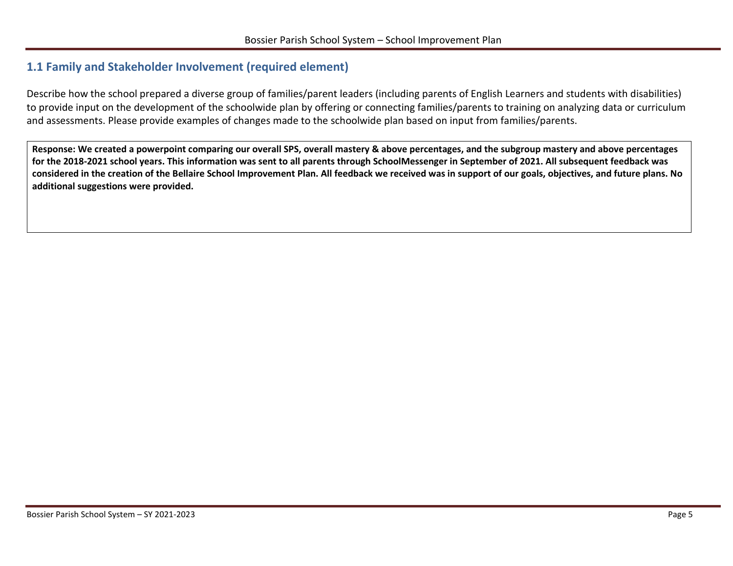## 1.1 Family and Stakeholder Involvement (required element)

Describe how the school prepared a diverse group of families/parent leaders (including parents of English Learners and students with disabilities) to provide input on the development of the schoolwide plan by offering or connecting families/parents to training on analyzing data or curriculum and assessments. Please provide examples of changes made to the schoolwide plan based on input from families/parents.

**Response: We created a powerpoint comparing our overall SPS, overall mastery & above percentages, and the subgroup mastery and above percentages for the 2018-2021 school years. This information was sent to all parents through SchoolMessenger in September of 2021. All subsequent feedback was considered in the creation of the Bellaire School Improvement Plan. All feedback we received was in support of our goals, objectives, and future plans. No additional suggestions were provided.**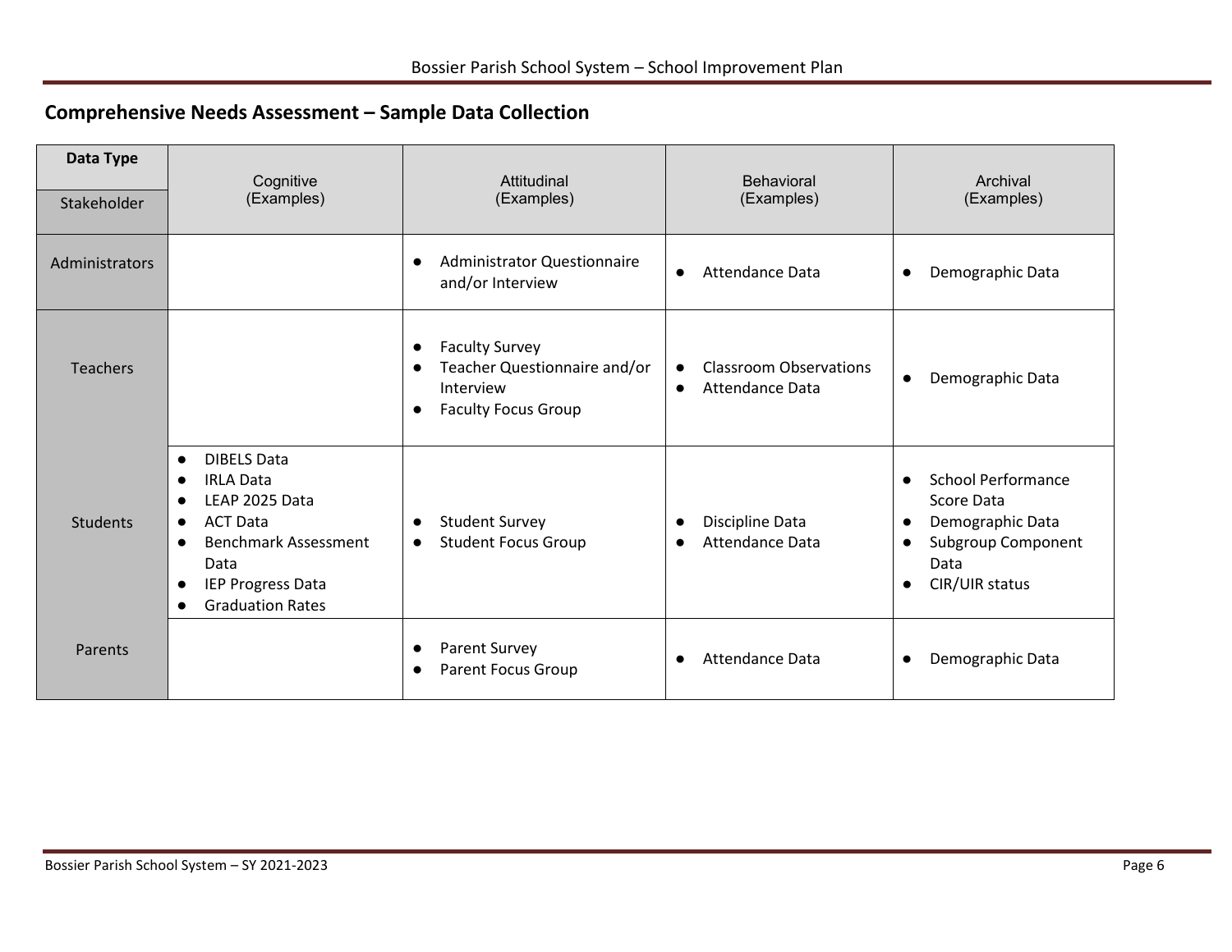## Comprehensive Needs Assessment – Sample Data Collection

| Data Type / Stakeholder | Cognitive (Examples) | Attitudinal (Examples) | Behavioral (Examples) | Archival (Examples) |
|---|---|---|---|---|
| Administrators | | • Administrator Questionnaire and/or Interview | • Attendance Data | • Demographic Data |
| Teachers | | • Faculty Survey<br>• Teacher Questionnaire and/or Interview<br>• Faculty Focus Group | • Classroom Observations<br>• Attendance Data | • Demographic Data |
| Students | • DIBELS Data<br>• IRLA Data<br>• LEAP 2025 Data<br>• ACT Data<br>• Benchmark Assessment Data<br>• IEP Progress Data<br>• Graduation Rates | • Student Survey<br>• Student Focus Group | • Discipline Data<br>• Attendance Data | • School Performance Score Data<br>• Demographic Data<br>• Subgroup Component Data<br>• CIR/UIR status |
| Parents | | • Parent Survey<br>• Parent Focus Group | • Attendance Data | • Demographic Data |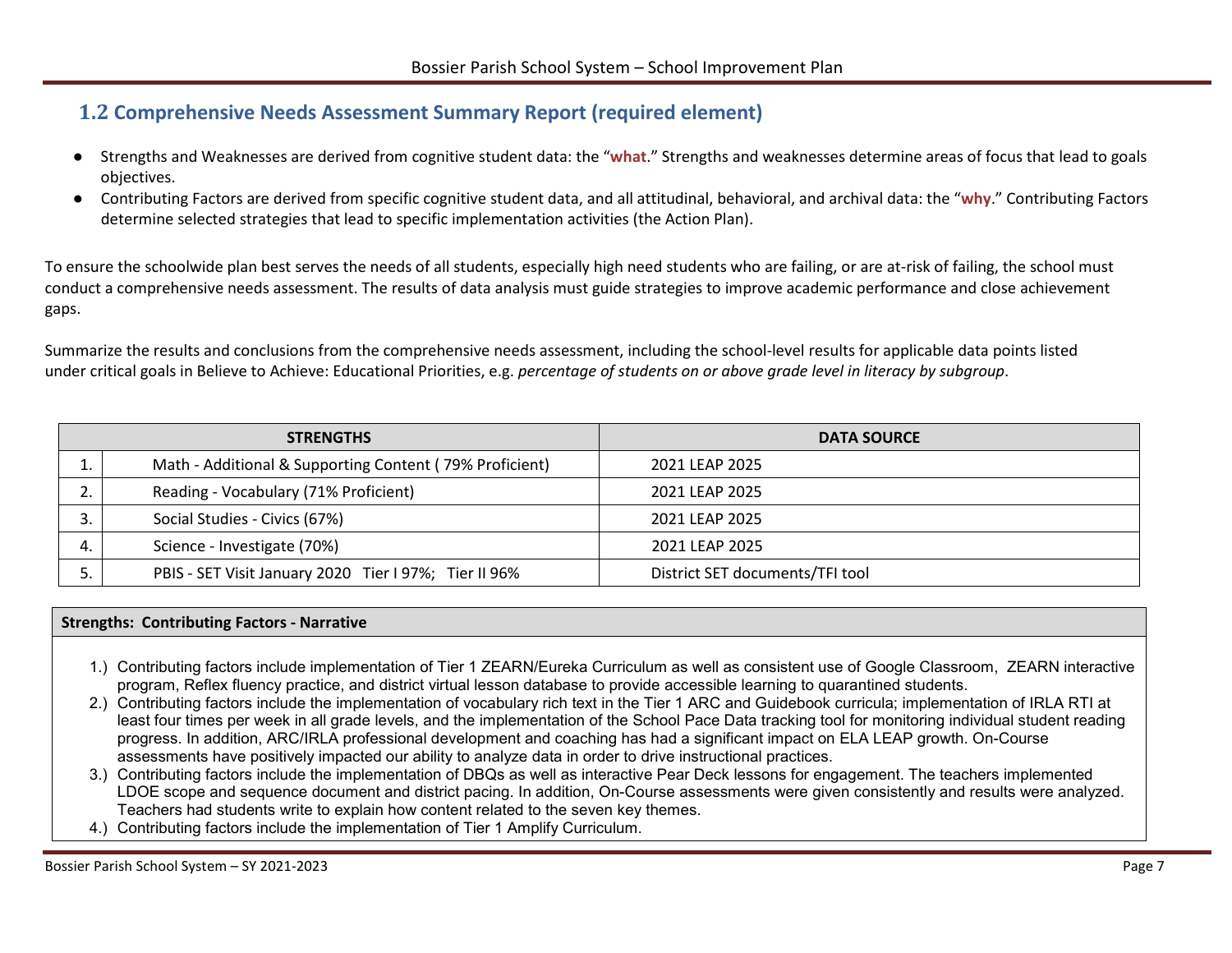## 1.2 Comprehensive Needs Assessment Summary Report (required element)

- Strengths and Weaknesses are derived from cognitive student data: the "**what**." Strengths and weaknesses determine areas of focus that lead to goals objectives.
- Contributing Factors are derived from specific cognitive student data, and all attitudinal, behavioral, and archival data: the "**why**." Contributing Factors determine selected strategies that lead to specific implementation activities (the Action Plan).

To ensure the schoolwide plan best serves the needs of all students, especially high need students who are failing, or are at-risk of failing, the school must conduct a comprehensive needs assessment. The results of data analysis must guide strategies to improve academic performance and close achievement gaps.

Summarize the results and conclusions from the comprehensive needs assessment, including the school-level results for applicable data points listed under critical goals in Believe to Achieve: Educational Priorities, e.g. *percentage of students on or above grade level in literacy by subgroup*.

| | STRENGTHS | DATA SOURCE |
|---|---|---|
| 1. | Math - Additional & Supporting Content ( 79% Proficient) | 2021 LEAP 2025 |
| 2. | Reading - Vocabulary (71% Proficient) | 2021 LEAP 2025 |
| 3. | Social Studies - Civics (67%) | 2021 LEAP 2025 |
| 4. | Science - Investigate (70%) | 2021 LEAP 2025 |
| 5. | PBIS - SET Visit January 2020 Tier I 97%; Tier II 96% | District SET documents/TFI tool |

**Strengths: Contributing Factors - Narrative**

1.) Contributing factors include implementation of Tier 1 ZEARN/Eureka Curriculum as well as consistent use of Google Classroom, ZEARN interactive program, Reflex fluency practice, and district virtual lesson database to provide accessible learning to quarantined students.

2.) Contributing factors include the implementation of vocabulary rich text in the Tier 1 ARC and Guidebook curricula; implementation of IRLA RTI at least four times per week in all grade levels, and the implementation of the School Pace Data tracking tool for monitoring individual student reading progress. In addition, ARC/IRLA professional development and coaching has had a significant impact on ELA LEAP growth. On-Course assessments have positively impacted our ability to analyze data in order to drive instructional practices.

3.) Contributing factors include the implementation of DBQs as well as interactive Pear Deck lessons for engagement. The teachers implemented LDOE scope and sequence document and district pacing. In addition, On-Course assessments were given consistently and results were analyzed. Teachers had students write to explain how content related to the seven key themes.

4.) Contributing factors include the implementation of Tier 1 Amplify Curriculum.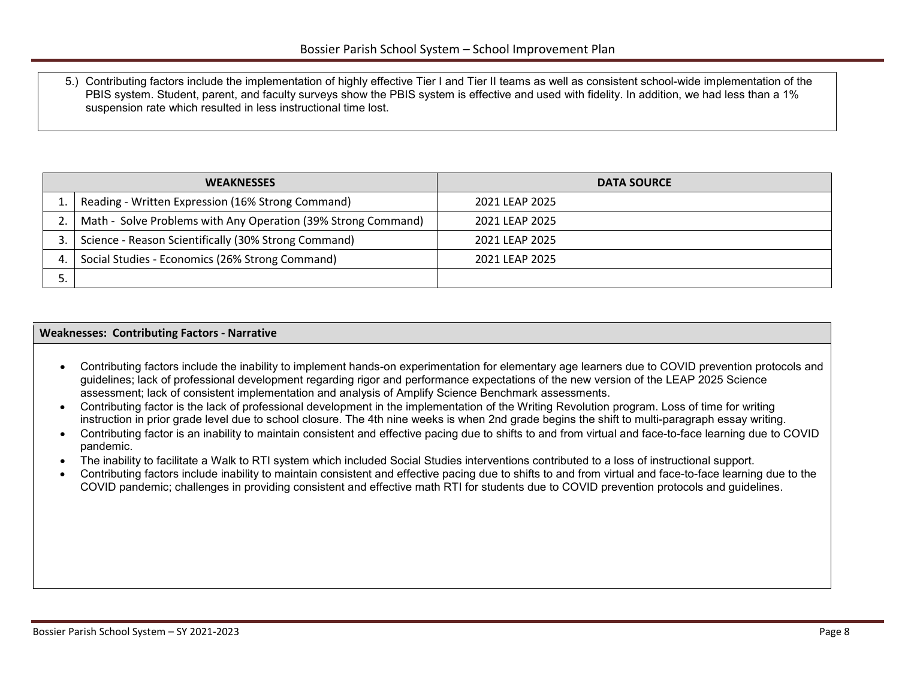5.) Contributing factors include the implementation of highly effective Tier I and Tier II teams as well as consistent school-wide implementation of the PBIS system. Student, parent, and faculty surveys show the PBIS system is effective and used with fidelity. In addition, we had less than a 1% suspension rate which resulted in less instructional time lost.

| | WEAKNESSES | DATA SOURCE |
|---|---|---|
| 1. | Reading - Written Expression (16% Strong Command) | 2021 LEAP 2025 |
| 2. | Math - Solve Problems with Any Operation (39% Strong Command) | 2021 LEAP 2025 |
| 3. | Science - Reason Scientifically (30% Strong Command) | 2021 LEAP 2025 |
| 4. | Social Studies - Economics (26% Strong Command) | 2021 LEAP 2025 |
| 5. | | |

**Weaknesses: Contributing Factors - Narrative**

- Contributing factors include the inability to implement hands-on experimentation for elementary age learners due to COVID prevention protocols and guidelines; lack of professional development regarding rigor and performance expectations of the new version of the LEAP 2025 Science assessment; lack of consistent implementation and analysis of Amplify Science Benchmark assessments.
- Contributing factor is the lack of professional development in the implementation of the Writing Revolution program. Loss of time for writing instruction in prior grade level due to school closure. The 4th nine weeks is when 2nd grade begins the shift to multi-paragraph essay writing.
- Contributing factor is an inability to maintain consistent and effective pacing due to shifts to and from virtual and face-to-face learning due to COVID pandemic.
- The inability to facilitate a Walk to RTI system which included Social Studies interventions contributed to a loss of instructional support.
- Contributing factors include inability to maintain consistent and effective pacing due to shifts to and from virtual and face-to-face learning due to the COVID pandemic; challenges in providing consistent and effective math RTI for students due to COVID prevention protocols and guidelines.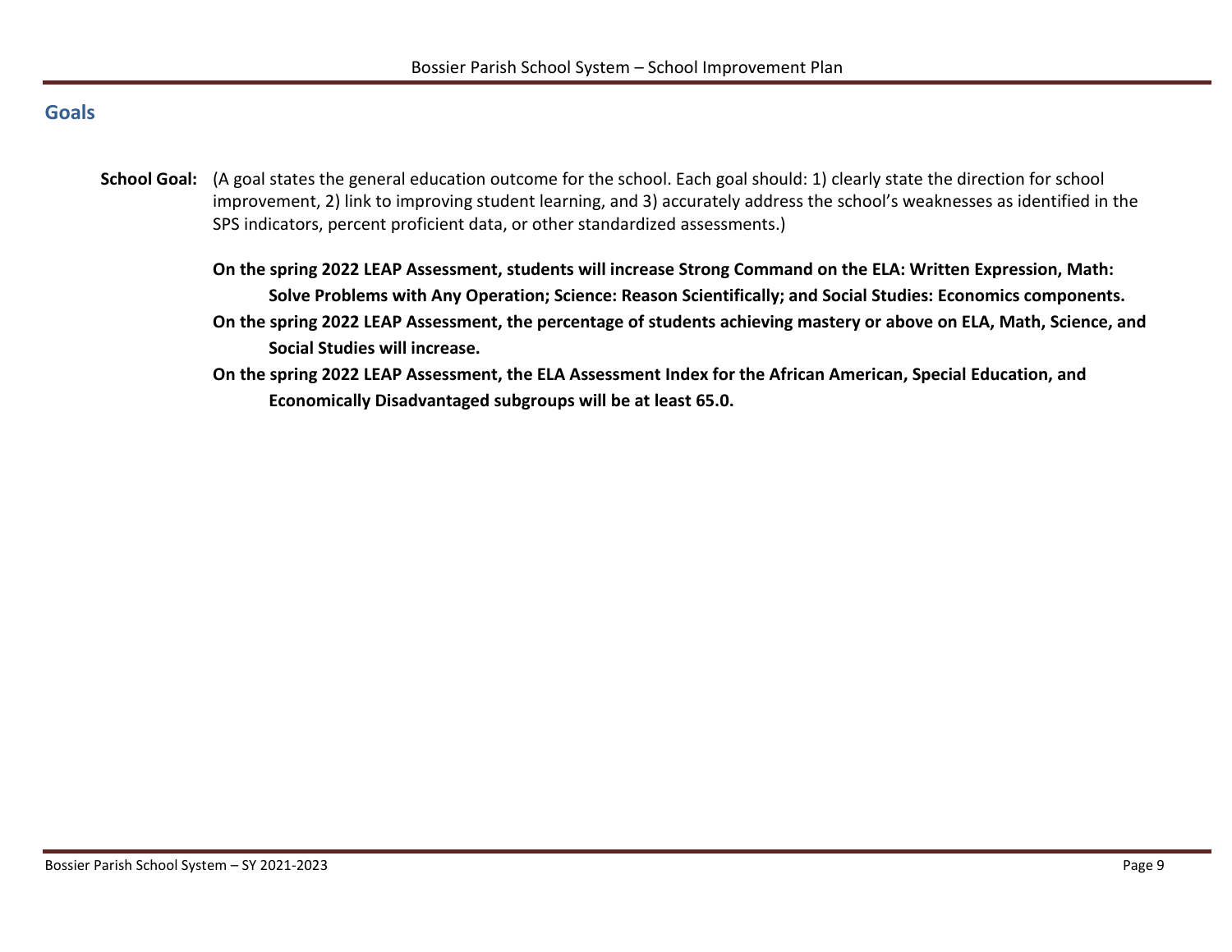## Goals

**School Goal:** (A goal states the general education outcome for the school. Each goal should: 1) clearly state the direction for school improvement, 2) link to improving student learning, and 3) accurately address the school's weaknesses as identified in the SPS indicators, percent proficient data, or other standardized assessments.)

**On the spring 2022 LEAP Assessment, students will increase Strong Command on the ELA: Written Expression, Math: Solve Problems with Any Operation; Science: Reason Scientifically; and Social Studies: Economics components.**

**On the spring 2022 LEAP Assessment, the percentage of students achieving mastery or above on ELA, Math, Science, and Social Studies will increase.**

**On the spring 2022 LEAP Assessment, the ELA Assessment Index for the African American, Special Education, and Economically Disadvantaged subgroups will be at least 65.0.**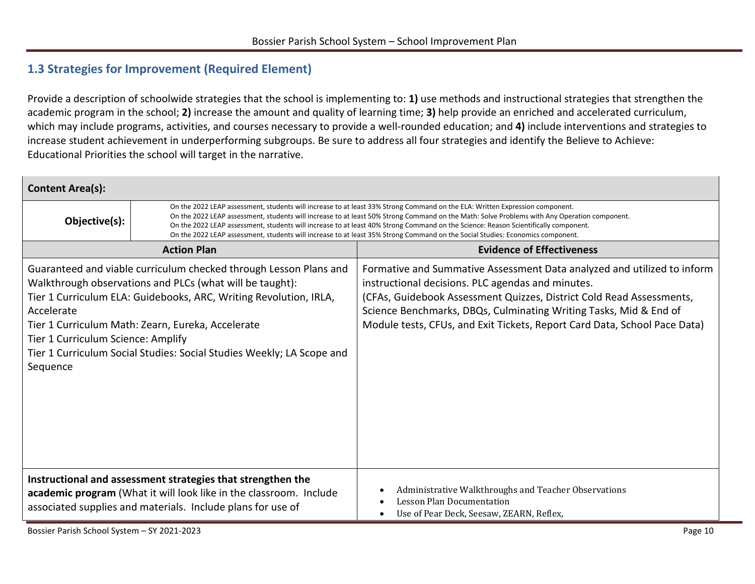## 1.3 Strategies for Improvement (Required Element)

Provide a description of schoolwide strategies that the school is implementing to: **1)** use methods and instructional strategies that strengthen the academic program in the school; **2)** increase the amount and quality of learning time; **3)** help provide an enriched and accelerated curriculum, which may include programs, activities, and courses necessary to provide a well-rounded education; and **4)** include interventions and strategies to increase student achievement in underperforming subgroups. Be sure to address all four strategies and identify the Believe to Achieve: Educational Priorities the school will target in the narrative.

| **Content Area(s):** | |
|---|---|
| **Objective(s):** | On the 2022 LEAP assessment, students will increase to at least 33% Strong Command on the ELA: Written Expression component.<br>On the 2022 LEAP assessment, students will increase to at least 50% Strong Command on the Math: Solve Problems with Any Operation component.<br>On the 2022 LEAP assessment, students will increase to at least 40% Strong Command on the Science: Reason Scientifically component.<br>On the 2022 LEAP assessment, students will increase to at least 35% Strong Command on the Social Studies: Economics component. |
| **Action Plan** | **Evidence of Effectiveness** |
| Guaranteed and viable curriculum checked through Lesson Plans and Walkthrough observations and PLCs (what will be taught):<br>Tier 1 Curriculum ELA: Guidebooks, ARC, Writing Revolution, IRLA, Accelerate<br>Tier 1 Curriculum Math: Zearn, Eureka, Accelerate<br>Tier 1 Curriculum Science: Amplify<br>Tier 1 Curriculum Social Studies: Social Studies Weekly; LA Scope and Sequence | Formative and Summative Assessment Data analyzed and utilized to inform instructional decisions. PLC agendas and minutes.<br>(CFAs, Guidebook Assessment Quizzes, District Cold Read Assessments, Science Benchmarks, DBQs, Culminating Writing Tasks, Mid & End of Module tests, CFUs, and Exit Tickets, Report Card Data, School Pace Data) |
| **Instructional and assessment strategies that strengthen the academic program** (What it will look like in the classroom. Include associated supplies and materials. Include plans for use of | • Administrative Walkthroughs and Teacher Observations<br>• Lesson Plan Documentation<br>• Use of Pear Deck, Seesaw, ZEARN, Reflex, |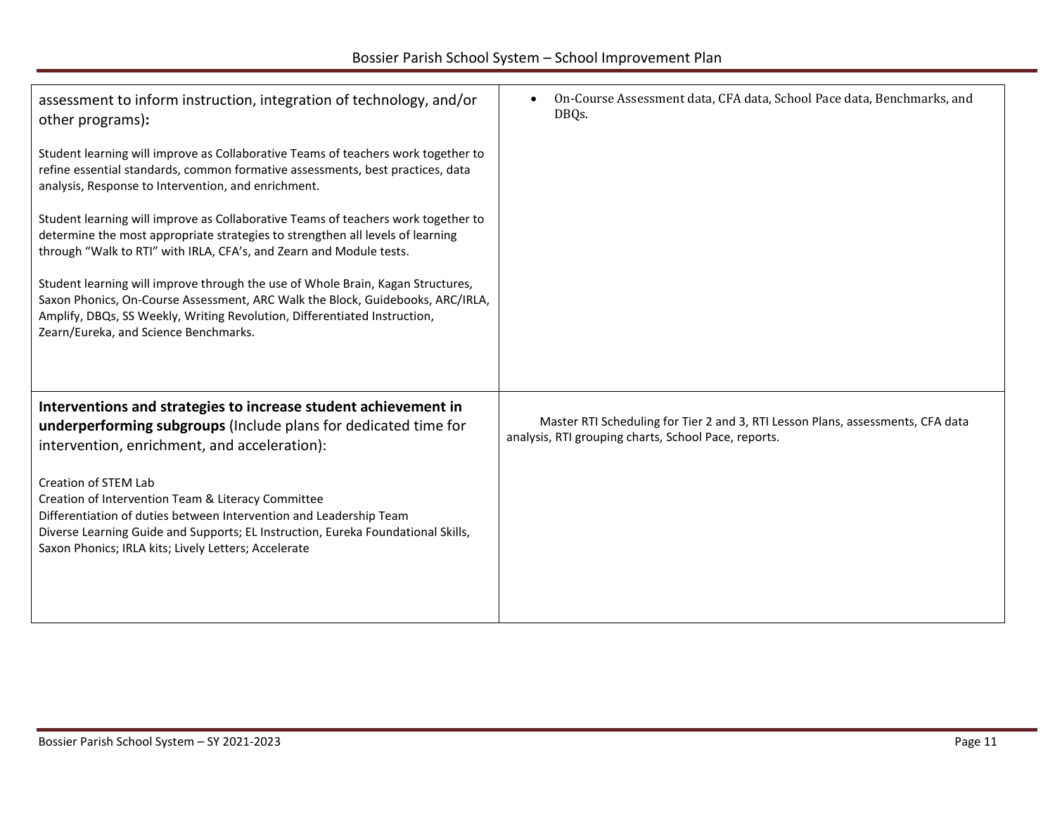| | |
|---|---|
| assessment to inform instruction, integration of technology, and/or other programs)**:**<br><br>Student learning will improve as Collaborative Teams of teachers work together to refine essential standards, common formative assessments, best practices, data analysis, Response to Intervention, and enrichment.<br><br>Student learning will improve as Collaborative Teams of teachers work together to determine the most appropriate strategies to strengthen all levels of learning through "Walk to RTI" with IRLA, CFA's, and Zearn and Module tests.<br><br>Student learning will improve through the use of Whole Brain, Kagan Structures, Saxon Phonics, On-Course Assessment, ARC Walk the Block, Guidebooks, ARC/IRLA, Amplify, DBQs, SS Weekly, Writing Revolution, Differentiated Instruction, Zearn/Eureka, and Science Benchmarks. | • On-Course Assessment data, CFA data, School Pace data, Benchmarks, and DBQs. |
| **Interventions and strategies to increase student achievement in underperforming subgroups** (Include plans for dedicated time for intervention, enrichment, and acceleration):<br><br>Creation of STEM Lab<br>Creation of Intervention Team & Literacy Committee<br>Differentiation of duties between Intervention and Leadership Team<br>Diverse Learning Guide and Supports; EL Instruction, Eureka Foundational Skills, Saxon Phonics; IRLA kits; Lively Letters; Accelerate | Master RTI Scheduling for Tier 2 and 3, RTI Lesson Plans, assessments, CFA data analysis, RTI grouping charts, School Pace, reports. |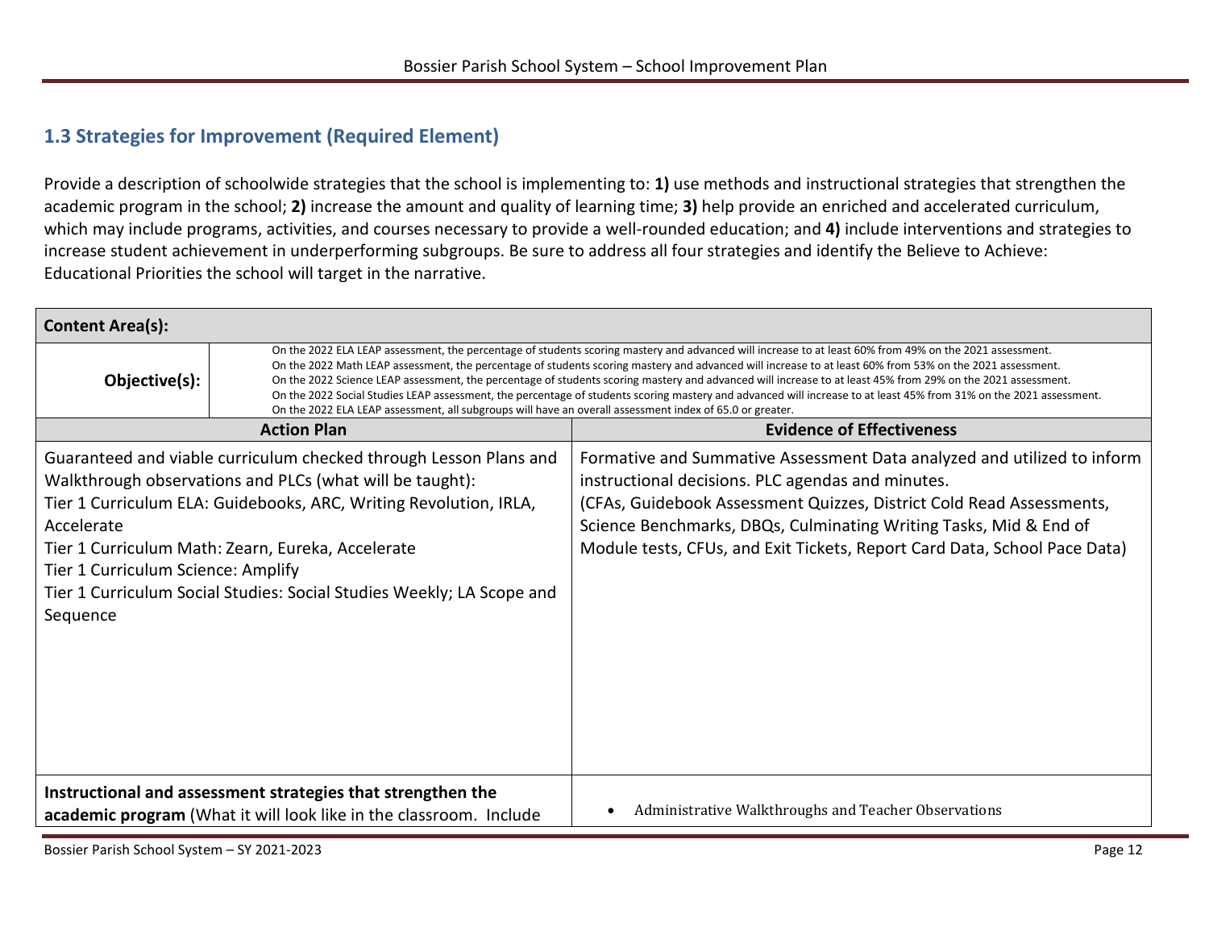## 1.3 Strategies for Improvement (Required Element)

Provide a description of schoolwide strategies that the school is implementing to: **1)** use methods and instructional strategies that strengthen the academic program in the school; **2)** increase the amount and quality of learning time; **3)** help provide an enriched and accelerated curriculum, which may include programs, activities, and courses necessary to provide a well-rounded education; and **4)** include interventions and strategies to increase student achievement in underperforming subgroups. Be sure to address all four strategies and identify the Believe to Achieve: Educational Priorities the school will target in the narrative.

| **Content Area(s):** | |
|---|---|
| **Objective(s):** | On the 2022 ELA LEAP assessment, the percentage of students scoring mastery and advanced will increase to at least 60% from 49% on the 2021 assessment.<br>On the 2022 Math LEAP assessment, the percentage of students scoring mastery and advanced will increase to at least 60% from 53% on the 2021 assessment.<br>On the 2022 Science LEAP assessment, the percentage of students scoring mastery and advanced will increase to at least 45% from 29% on the 2021 assessment.<br>On the 2022 Social Studies LEAP assessment, the percentage of students scoring mastery and advanced will increase to at least 45% from 31% on the 2021 assessment.<br>On the 2022 ELA LEAP assessment, all subgroups will have an overall assessment index of 65.0 or greater. |
| **Action Plan** | **Evidence of Effectiveness** |
| Guaranteed and viable curriculum checked through Lesson Plans and Walkthrough observations and PLCs (what will be taught):<br>Tier 1 Curriculum ELA: Guidebooks, ARC, Writing Revolution, IRLA, Accelerate<br>Tier 1 Curriculum Math: Zearn, Eureka, Accelerate<br>Tier 1 Curriculum Science: Amplify<br>Tier 1 Curriculum Social Studies: Social Studies Weekly; LA Scope and Sequence | Formative and Summative Assessment Data analyzed and utilized to inform instructional decisions. PLC agendas and minutes.<br>(CFAs, Guidebook Assessment Quizzes, District Cold Read Assessments, Science Benchmarks, DBQs, Culminating Writing Tasks, Mid & End of Module tests, CFUs, and Exit Tickets, Report Card Data, School Pace Data) |
| **Instructional and assessment strategies that strengthen the academic program** (What it will look like in the classroom. Include | • Administrative Walkthroughs and Teacher Observations |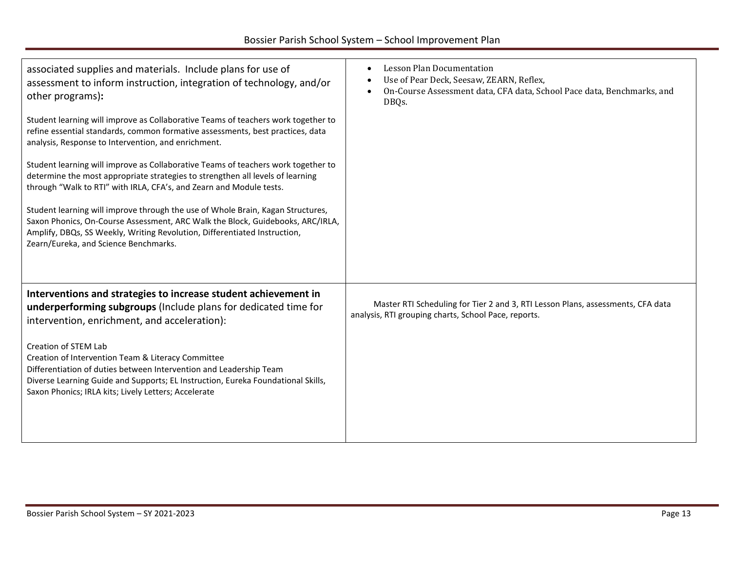| | |
|---|---|
| associated supplies and materials. Include plans for use of assessment to inform instruction, integration of technology, and/or other programs)**:**<br><br>Student learning will improve as Collaborative Teams of teachers work together to refine essential standards, common formative assessments, best practices, data analysis, Response to Intervention, and enrichment.<br><br>Student learning will improve as Collaborative Teams of teachers work together to determine the most appropriate strategies to strengthen all levels of learning through "Walk to RTI" with IRLA, CFA's, and Zearn and Module tests.<br><br>Student learning will improve through the use of Whole Brain, Kagan Structures, Saxon Phonics, On-Course Assessment, ARC Walk the Block, Guidebooks, ARC/IRLA, Amplify, DBQs, SS Weekly, Writing Revolution, Differentiated Instruction, Zearn/Eureka, and Science Benchmarks. | • Lesson Plan Documentation<br>• Use of Pear Deck, Seesaw, ZEARN, Reflex,<br>• On-Course Assessment data, CFA data, School Pace data, Benchmarks, and DBQs. |
| **Interventions and strategies to increase student achievement in underperforming subgroups** (Include plans for dedicated time for intervention, enrichment, and acceleration):<br><br>Creation of STEM Lab<br>Creation of Intervention Team & Literacy Committee<br>Differentiation of duties between Intervention and Leadership Team<br>Diverse Learning Guide and Supports; EL Instruction, Eureka Foundational Skills, Saxon Phonics; IRLA kits; Lively Letters; Accelerate | Master RTI Scheduling for Tier 2 and 3, RTI Lesson Plans, assessments, CFA data analysis, RTI grouping charts, School Pace, reports. |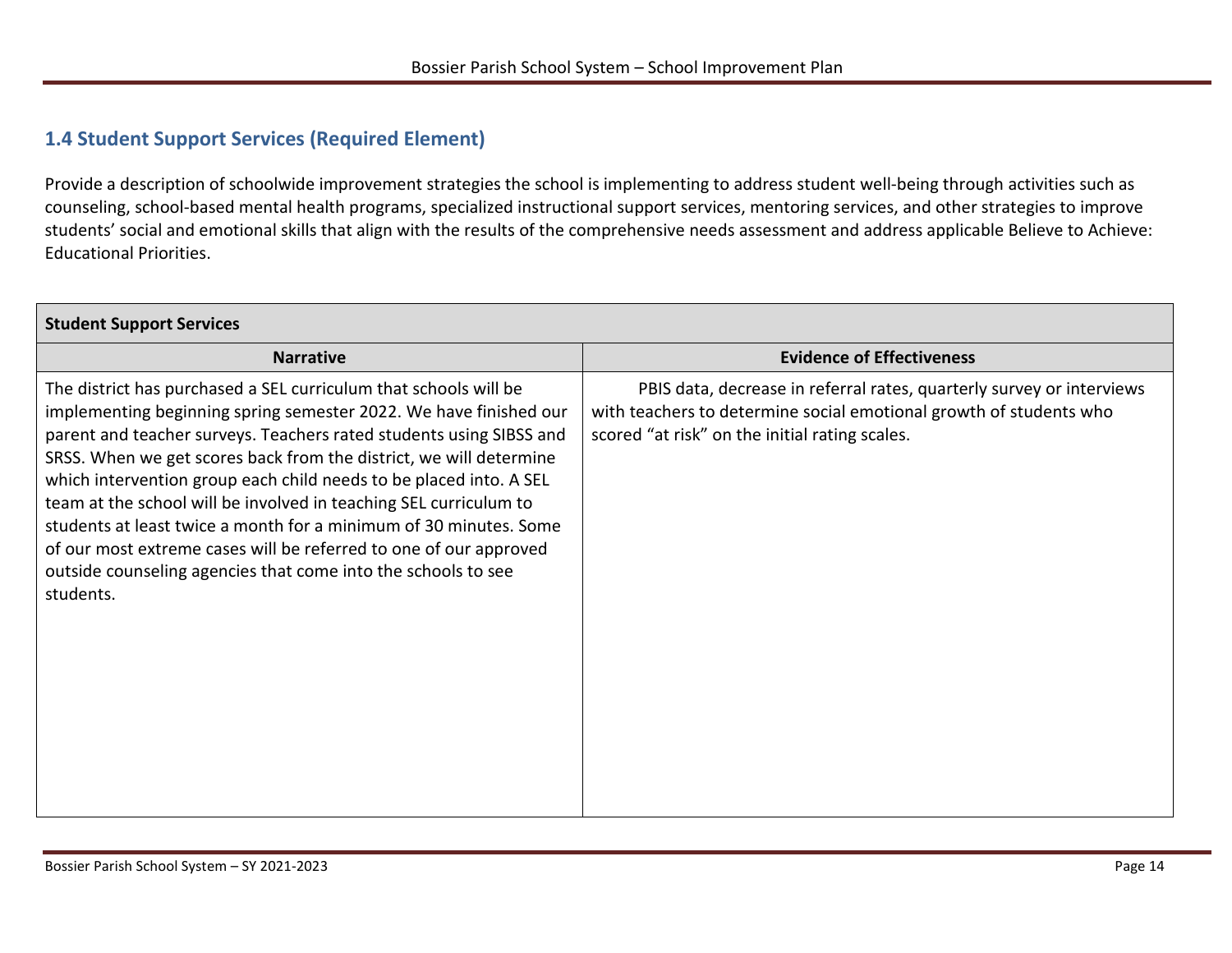## 1.4 Student Support Services (Required Element)

Provide a description of schoolwide improvement strategies the school is implementing to address student well-being through activities such as counseling, school-based mental health programs, specialized instructional support services, mentoring services, and other strategies to improve students' social and emotional skills that align with the results of the comprehensive needs assessment and address applicable Believe to Achieve: Educational Priorities.

| **Student Support Services** | |
|---|---|
| **Narrative** | **Evidence of Effectiveness** |
| The district has purchased a SEL curriculum that schools will be implementing beginning spring semester 2022. We have finished our parent and teacher surveys. Teachers rated students using SIBSS and SRSS. When we get scores back from the district, we will determine which intervention group each child needs to be placed into. A SEL team at the school will be involved in teaching SEL curriculum to students at least twice a month for a minimum of 30 minutes. Some of our most extreme cases will be referred to one of our approved outside counseling agencies that come into the schools to see students. | PBIS data, decrease in referral rates, quarterly survey or interviews with teachers to determine social emotional growth of students who scored "at risk" on the initial rating scales. |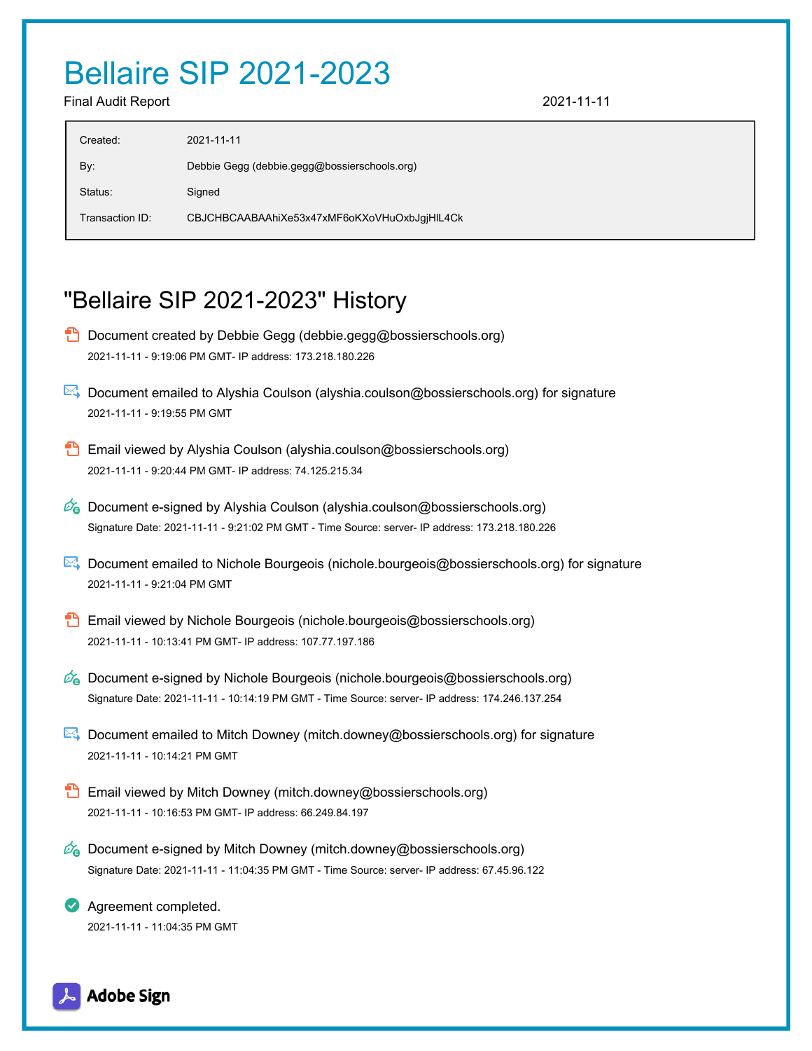# Bellaire SIP 2021-2023

Final Audit Report 2021-11-11

| | |
|---|---|
| Created: | 2021-11-11 |
| By: | Debbie Gegg (debbie.gegg@bossierschools.org) |
| Status: | Signed |
| Transaction ID: | CBJCHBCAABAAhiXe53x47xMF6oKXoVHuOxbJgjHlL4Ck |

## "Bellaire SIP 2021-2023" History

- Document created by Debbie Gegg (debbie.gegg@bossierschools.org)
  2021-11-11 - 9:19:06 PM GMT- IP address: 173.218.180.226

- Document emailed to Alyshia Coulson (alyshia.coulson@bossierschools.org) for signature
  2021-11-11 - 9:19:55 PM GMT

- Email viewed by Alyshia Coulson (alyshia.coulson@bossierschools.org)
  2021-11-11 - 9:20:44 PM GMT- IP address: 74.125.215.34

- Document e-signed by Alyshia Coulson (alyshia.coulson@bossierschools.org)
  Signature Date: 2021-11-11 - 9:21:02 PM GMT - Time Source: server- IP address: 173.218.180.226

- Document emailed to Nichole Bourgeois (nichole.bourgeois@bossierschools.org) for signature
  2021-11-11 - 9:21:04 PM GMT

- Email viewed by Nichole Bourgeois (nichole.bourgeois@bossierschools.org)
  2021-11-11 - 10:13:41 PM GMT- IP address: 107.77.197.186

- Document e-signed by Nichole Bourgeois (nichole.bourgeois@bossierschools.org)
  Signature Date: 2021-11-11 - 10:14:19 PM GMT - Time Source: server- IP address: 174.246.137.254

- Document emailed to Mitch Downey (mitch.downey@bossierschools.org) for signature
  2021-11-11 - 10:14:21 PM GMT

- Email viewed by Mitch Downey (mitch.downey@bossierschools.org)
  2021-11-11 - 10:16:53 PM GMT- IP address: 66.249.84.197

- Document e-signed by Mitch Downey (mitch.downey@bossierschools.org)
  Signature Date: 2021-11-11 - 11:04:35 PM GMT - Time Source: server- IP address: 67.45.96.122

- Agreement completed.
  2021-11-11 - 11:04:35 PM GMT

Adobe Sign